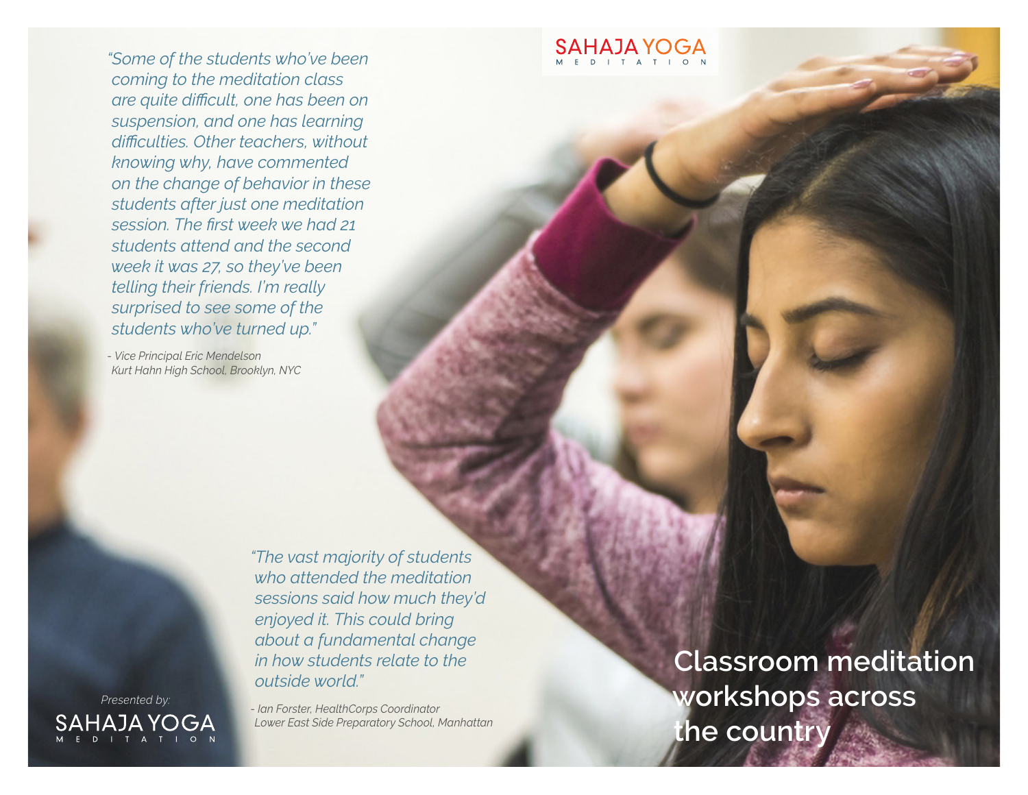SAHAJA YOGA
MEDITATION

*"Some of the students who've been coming to the meditation class are quite difficult, one has been on suspension, and one has learning difficulties. Other teachers, without knowing why, have commented on the change of behavior in these students after just one meditation session. The first week we had 21 students attend and the second week it was 27, so they've been telling their friends. I'm really surprised to see some of the students who've turned up."*

*- Vice Principal Eric Mendelson*
*Kurt Hahn High School, Brooklyn, NYC*

*"The vast majority of students who attended the meditation sessions said how much they'd enjoyed it. This could bring about a fundamental change in how students relate to the outside world."*

*- Ian Forster, HealthCorps Coordinator*
*Lower East Side Preparatory School, Manhattan*

# Classroom meditation workshops across the country

*Presented by:*

SAHAJA YOGA
MEDITATION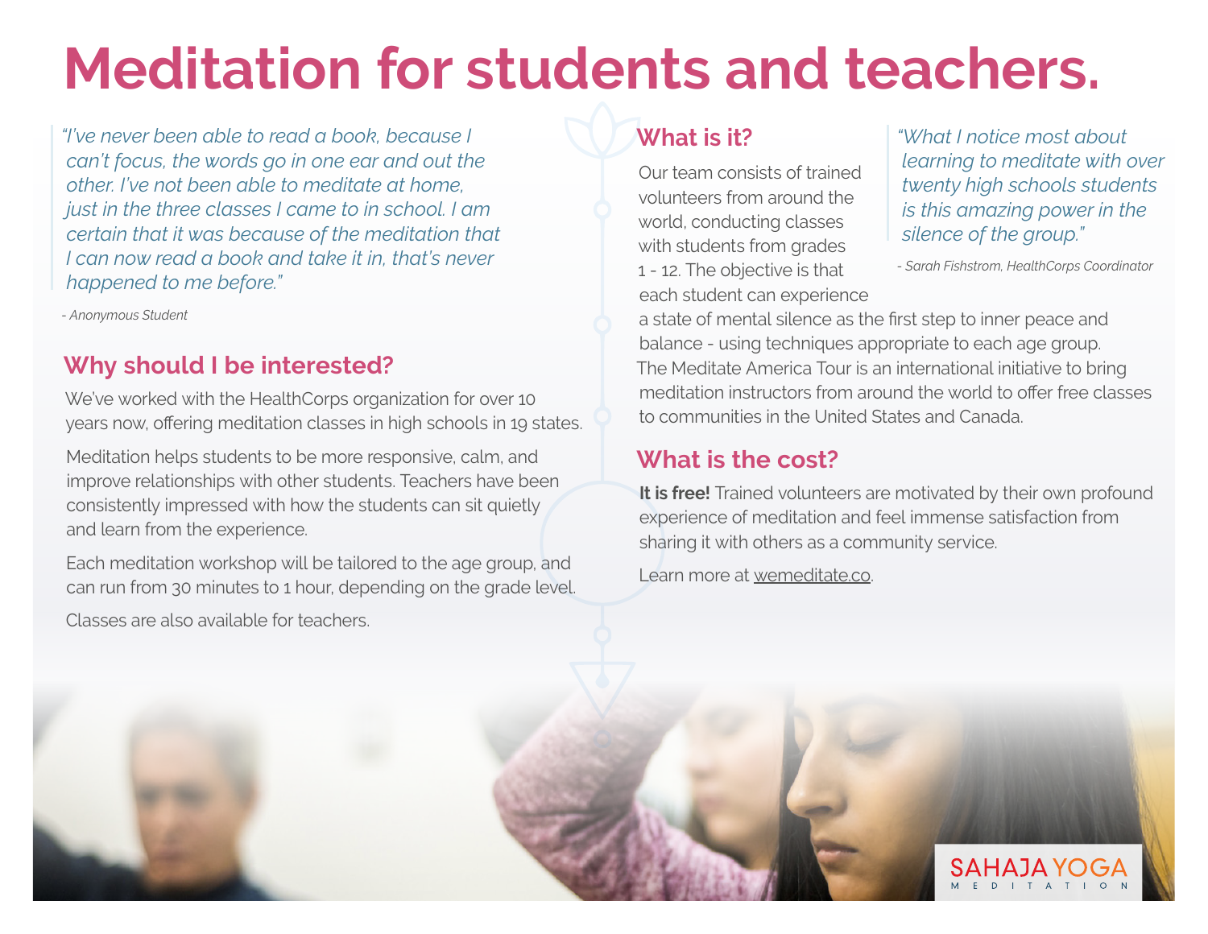# Meditation for students and teachers.

> *"I've never been able to read a book, because I can't focus, the words go in one ear and out the other. I've not been able to meditate at home, just in the three classes I came to in school. I am certain that it was because of the meditation that I can now read a book and take it in, that's never happened to me before."*

*- Anonymous Student*

## Why should I be interested?

We've worked with the HealthCorps organization for over 10 years now, offering meditation classes in high schools in 19 states.

Meditation helps students to be more responsive, calm, and improve relationships with other students. Teachers have been consistently impressed with how the students can sit quietly and learn from the experience.

Each meditation workshop will be tailored to the age group, and can run from 30 minutes to 1 hour, depending on the grade level.

Classes are also available for teachers.

## What is it?

Our team consists of trained volunteers from around the world, conducting classes with students from grades 1 - 12. The objective is that each student can experience a state of mental silence as the first step to inner peace and balance - using techniques appropriate to each age group. The Meditate America Tour is an international initiative to bring meditation instructors from around the world to offer free classes to communities in the United States and Canada.

> *"What I notice most about learning to meditate with over twenty high schools students is this amazing power in the silence of the group."*

*- Sarah Fishstrom, HealthCorps Coordinator*

## What is the cost?

**It is free!** Trained volunteers are motivated by their own profound experience of meditation and feel immense satisfaction from sharing it with others as a community service.

Learn more at wemeditate.co.

SAHAJA YOGA MEDITATION